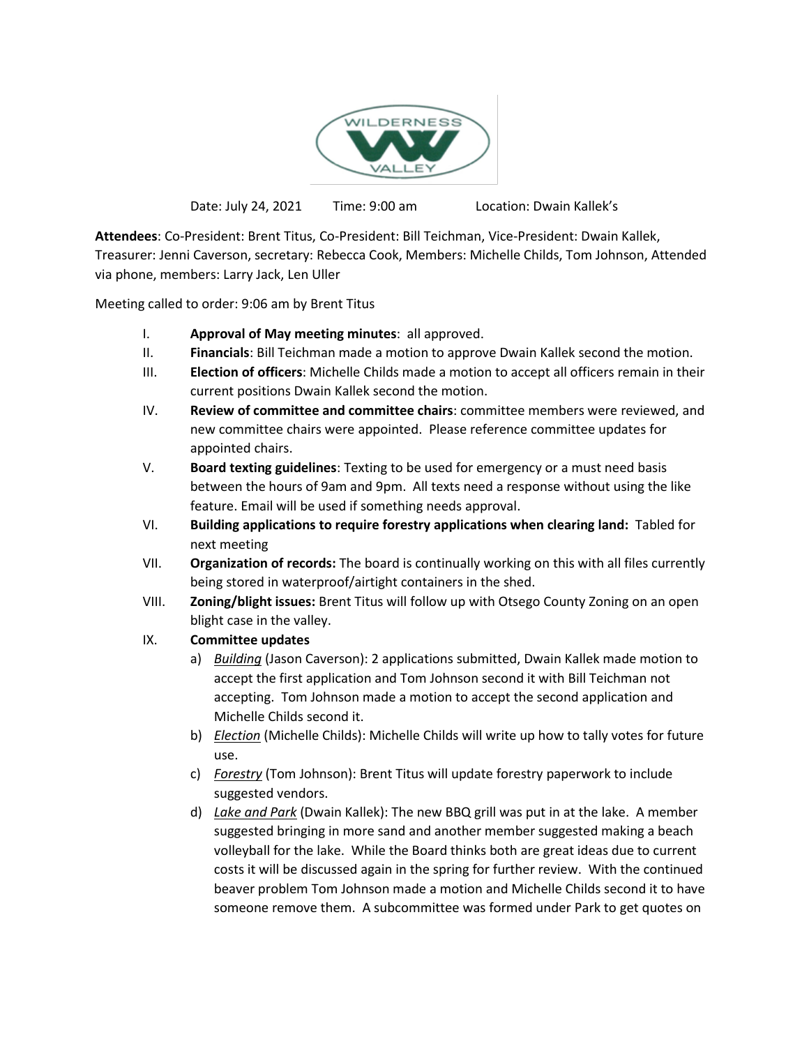Date: July 24, 2021 Time: 9:00 am Location: Dwain Kallek's

**Attendees**: Co-President: Brent Titus, Co-President: Bill Teichman, Vice-President: Dwain Kallek, Treasurer: Jenni Caverson, secretary: Rebecca Cook, Members: Michelle Childs, Tom Johnson, Attended via phone, members: Larry Jack, Len Uller

Meeting called to order: 9:06 am by Brent Titus

I. **Approval of May meeting minutes**: all approved.
II. **Financials**: Bill Teichman made a motion to approve Dwain Kallek second the motion.
III. **Election of officers**: Michelle Childs made a motion to accept all officers remain in their current positions Dwain Kallek second the motion.
IV. **Review of committee and committee chairs**: committee members were reviewed, and new committee chairs were appointed. Please reference committee updates for appointed chairs.
V. **Board texting guidelines**: Texting to be used for emergency or a must need basis between the hours of 9am and 9pm. All texts need a response without using the like feature. Email will be used if something needs approval.
VI. **Building applications to require forestry applications when clearing land:** Tabled for next meeting
VII. **Organization of records:** The board is continually working on this with all files currently being stored in waterproof/airtight containers in the shed.
VIII. **Zoning/blight issues:** Brent Titus will follow up with Otsego County Zoning on an open blight case in the valley.
IX. **Committee updates**
   a) *Building* (Jason Caverson): 2 applications submitted, Dwain Kallek made motion to accept the first application and Tom Johnson second it with Bill Teichman not accepting. Tom Johnson made a motion to accept the second application and Michelle Childs second it.
   b) *Election* (Michelle Childs): Michelle Childs will write up how to tally votes for future use.
   c) *Forestry* (Tom Johnson): Brent Titus will update forestry paperwork to include suggested vendors.
   d) *Lake and Park* (Dwain Kallek): The new BBQ grill was put in at the lake. A member suggested bringing in more sand and another member suggested making a beach volleyball for the lake. While the Board thinks both are great ideas due to current costs it will be discussed again in the spring for further review. With the continued beaver problem Tom Johnson made a motion and Michelle Childs second it to have someone remove them. A subcommittee was formed under Park to get quotes on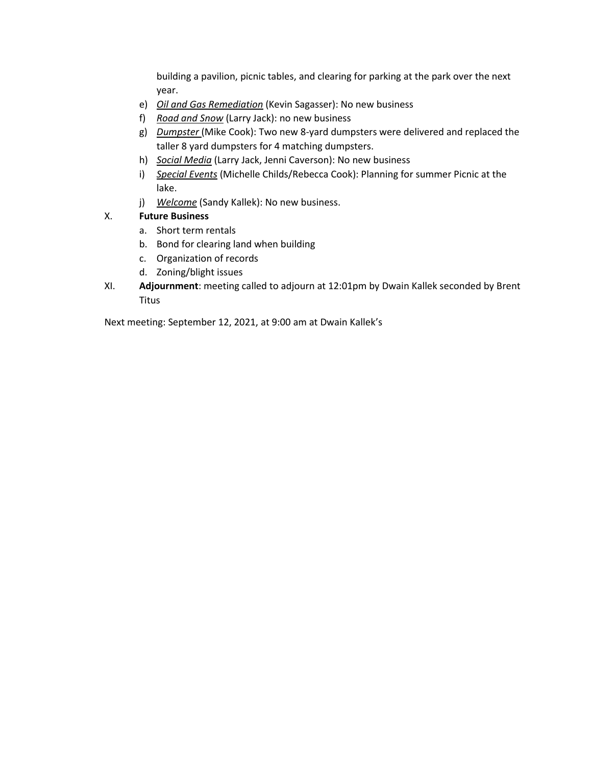building a pavilion, picnic tables, and clearing for parking at the park over the next year.

e) *Oil and Gas Remediation* (Kevin Sagasser): No new business
f) *Road and Snow* (Larry Jack): no new business
g) *Dumpster* (Mike Cook): Two new 8-yard dumpsters were delivered and replaced the taller 8 yard dumpsters for 4 matching dumpsters.
h) *Social Media* (Larry Jack, Jenni Caverson): No new business
i) *Special Events* (Michelle Childs/Rebecca Cook): Planning for summer Picnic at the lake.
j) *Welcome* (Sandy Kallek): No new business.

X. **Future Business**
   a. Short term rentals
   b. Bond for clearing land when building
   c. Organization of records
   d. Zoning/blight issues

XI. **Adjournment**: meeting called to adjourn at 12:01pm by Dwain Kallek seconded by Brent Titus

Next meeting: September 12, 2021, at 9:00 am at Dwain Kallek's